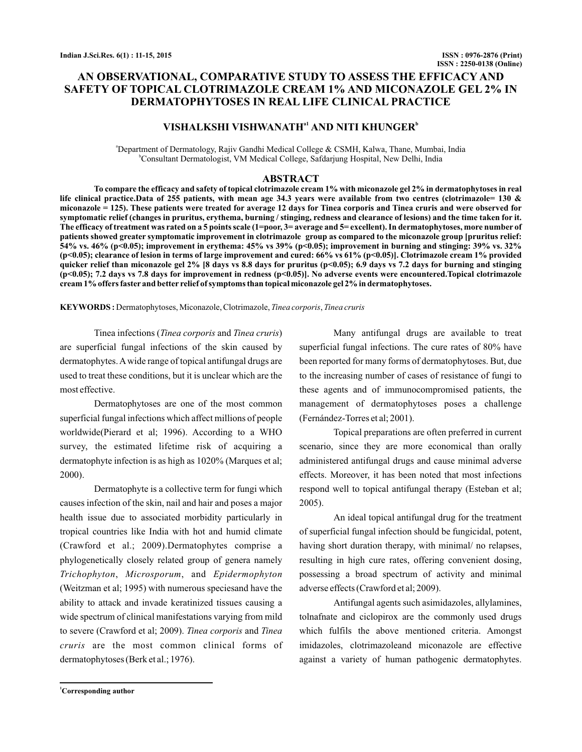# AN OBSERVATIONAL, COMPARATIVE STUDY TO ASSESS THE EFFICACY AND SAFETY OF TOPICAL CLOTRIMAZOLE CREAM 1% AND MICONAZOLE GEL 2% IN DERMATOPHYTOSES IN REAL LIFE CLINICAL PRACTICE

**VISHALKSHI VISHWANATH[a1] AND NITI KHUNGER[b]**

[a]Department of Dermatology, Rajiv Gandhi Medical College & CSMH, Kalwa, Thane, Mumbai, India
[b]Consultant Dermatologist, VM Medical College, Safdarjung Hospital, New Delhi, India

## ABSTRACT

**To compare the efficacy and safety of topical clotrimazole cream 1% with miconazole gel 2% in dermatophytoses in real life clinical practice.Data of 255 patients, with mean age 34.3 years were available from two centres (clotrimazole= 130 & miconazole = 125). These patients were treated for average 12 days for Tinea corporis and Tinea cruris and were observed for symptomatic relief (changes in pruritus, erythema, burning / stinging, redness and clearance of lesions) and the time taken for it. The efficacy of treatment was rated on a 5 points scale (1=poor, 3= average and 5= excellent). In dermatophytoses, more number of patients showed greater symptomatic improvement in clotrimazole group as compared to the miconazole group [pruritus relief: 54% vs. 46% ($p<0.05$); improvement in erythema: 45% vs 39% ($p<0.05$); improvement in burning and stinging: 39% vs. 32% ($p<0.05$); clearance of lesion in terms of large improvement and cured: 66% vs 61% ($p<0.05$)]. Clotrimazole cream 1% provided quicker relief than miconazole gel 2% [8 days vs 8.8 days for pruritus ($p<0.05$); 6.9 days vs 7.2 days for burning and stinging ($p<0.05$); 7.2 days vs 7.8 days for improvement in redness ($p<0.05$)]. No adverse events were encountered.Topical clotrimazole cream 1% offers faster and better relief of symptoms than topical miconazole gel 2% in dermatophytoses.**

**KEYWORDS :** Dermatophytoses, Miconazole, Clotrimazole, *Tinea corporis*, *Tinea cruris*

Tinea infections (*Tinea corporis* and *Tinea cruris*) are superficial fungal infections of the skin caused by dermatophytes. A wide range of topical antifungal drugs are used to treat these conditions, but it is unclear which are the most effective.

Dermatophytoses are one of the most common superficial fungal infections which affect millions of people worldwide(Pierard et al; 1996). According to a WHO survey, the estimated lifetime risk of acquiring a dermatophyte infection is as high as 1020% (Marques et al; 2000).

Dermatophyte is a collective term for fungi which causes infection of the skin, nail and hair and poses a major health issue due to associated morbidity particularly in tropical countries like India with hot and humid climate (Crawford et al.; 2009).Dermatophytes comprise a phylogenetically closely related group of genera namely *Trichophyton*, *Microsporum*, and *Epidermophyton* (Weitzman et al; 1995) with numerous speciesand have the ability to attack and invade keratinized tissues causing a wide spectrum of clinical manifestations varying from mild to severe (Crawford et al; 2009). *Tinea corporis* and *Tinea cruris* are the most common clinical forms of dermatophytoses (Berk et al.; 1976).

Many antifungal drugs are available to treat superficial fungal infections. The cure rates of 80% have been reported for many forms of dermatophytoses. But, due to the increasing number of cases of resistance of fungi to these agents and of immunocompromised patients, the management of dermatophytoses poses a challenge (Fernández-Torres et al; 2001).

Topical preparations are often preferred in current scenario, since they are more economical than orally administered antifungal drugs and cause minimal adverse effects. Moreover, it has been noted that most infections respond well to topical antifungal therapy (Esteban et al; 2005).

An ideal topical antifungal drug for the treatment of superficial fungal infection should be fungicidal, potent, having short duration therapy, with minimal/ no relapses, resulting in high cure rates, offering convenient dosing, possessing a broad spectrum of activity and minimal adverse effects (Crawford et al; 2009).

Antifungal agents such asimidazoles, allylamines, tolnafnate and ciclopirox are the commonly used drugs which fulfils the above mentioned criteria. Amongst imidazoles, clotrimazoleand miconazole are effective against a variety of human pathogenic dermatophytes.

[1]Corresponding author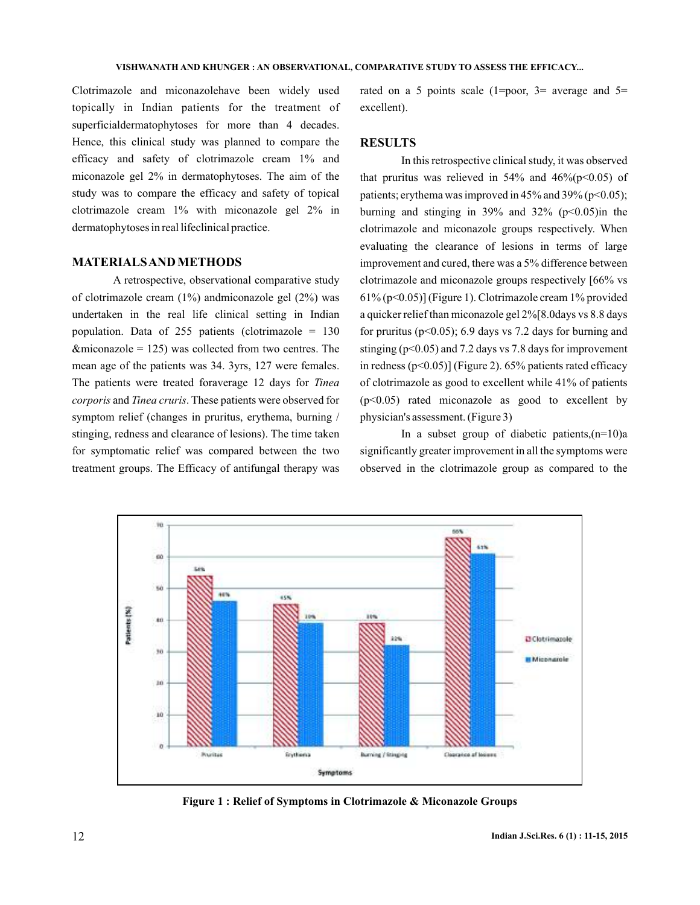Clotrimazole and miconazolehave been widely used topically in Indian patients for the treatment of superficialdermatophytoses for more than 4 decades. Hence, this clinical study was planned to compare the efficacy and safety of clotrimazole cream 1% and miconazole gel 2% in dermatophytoses. The aim of the study was to compare the efficacy and safety of topical clotrimazole cream 1% with miconazole gel 2% in dermatophytoses in real lifeclinical practice.

## MATERIALS AND METHODS

A retrospective, observational comparative study of clotrimazole cream (1%) andmiconazole gel (2%) was undertaken in the real life clinical setting in Indian population. Data of 255 patients (clotrimazole = 130 &miconazole = 125) was collected from two centres. The mean age of the patients was 34. 3yrs, 127 were females. The patients were treated foraverage 12 days for *Tinea corporis* and *Tinea cruris*. These patients were observed for symptom relief (changes in pruritus, erythema, burning / stinging, redness and clearance of lesions). The time taken for symptomatic relief was compared between the two treatment groups. The Efficacy of antifungal therapy was rated on a 5 points scale (1=poor, 3= average and 5= excellent).

## RESULTS

In this retrospective clinical study, it was observed that pruritus was relieved in 54% and 46%($p<0.05$) of patients; erythema was improved in 45% and 39% ($p<0.05$); burning and stinging in 39% and 32% ($p<0.05$)in the clotrimazole and miconazole groups respectively. When evaluating the clearance of lesions in terms of large improvement and cured, there was a 5% difference between clotrimazole and miconazole groups respectively [66% vs 61% ($p<0.05$)] (Figure 1). Clotrimazole cream 1% provided a quicker relief than miconazole gel 2%[8.0days vs 8.8 days for pruritus ($p<0.05$); 6.9 days vs 7.2 days for burning and stinging ($p<0.05$) and 7.2 days vs 7.8 days for improvement in redness ($p<0.05$)] (Figure 2). 65% patients rated efficacy of clotrimazole as good to excellent while 41% of patients ($p<0.05$) rated miconazole as good to excellent by physician's assessment. (Figure 3)

In a subset group of diabetic patients,(n=10)a significantly greater improvement in all the symptoms were observed in the clotrimazole group as compared to the

**Figure 1 : Relief of Symptoms in Clotrimazole & Miconazole Groups**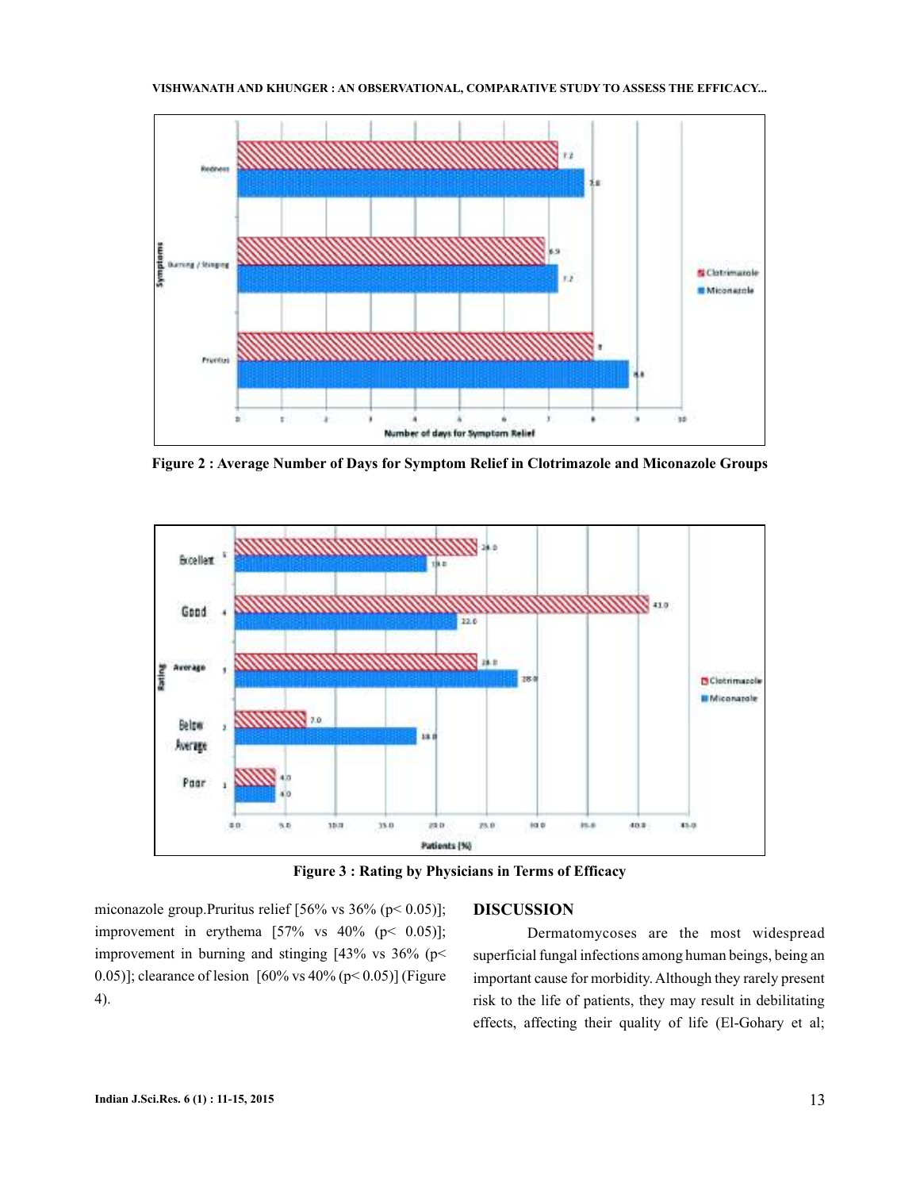Figure 2 : Average Number of Days for Symptom Relief in Clotrimazole and Miconazole Groups

Figure 3 : Rating by Physicians in Terms of Efficacy

miconazole group.Pruritus relief [56% vs 36% ($p < 0.05$)]; improvement in erythema [57% vs 40% ($p < 0.05$)]; improvement in burning and stinging [43% vs 36% ($p < 0.05$)]; clearance of lesion [60% vs 40% ($p < 0.05$)] (Figure 4).

## DISCUSSION

Dermatomycoses are the most widespread superficial fungal infections among human beings, being an important cause for morbidity. Although they rarely present risk to the life of patients, they may result in debilitating effects, affecting their quality of life (El-Gohary et al;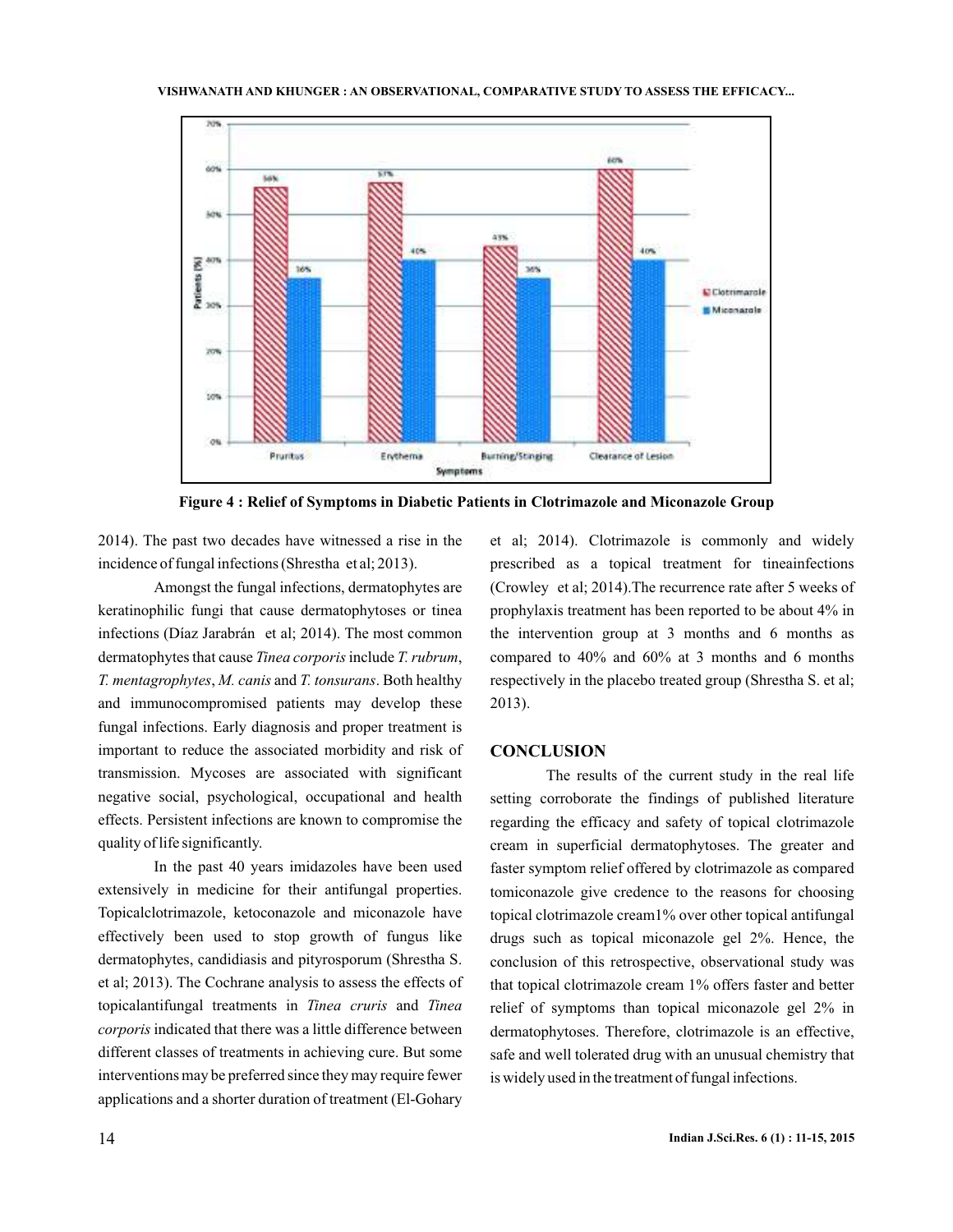Figure 4 : Relief of Symptoms in Diabetic Patients in Clotrimazole and Miconazole Group

2014). The past two decades have witnessed a rise in the incidence of fungal infections (Shrestha et al; 2013).

Amongst the fungal infections, dermatophytes are keratinophilic fungi that cause dermatophytoses or tinea infections (Díaz Jarabrán et al; 2014). The most common dermatophytes that cause *Tinea corporis* include *T. rubrum*, *T. mentagrophytes*, *M. canis* and *T. tonsurans*. Both healthy and immunocompromised patients may develop these fungal infections. Early diagnosis and proper treatment is important to reduce the associated morbidity and risk of transmission. Mycoses are associated with significant negative social, psychological, occupational and health effects. Persistent infections are known to compromise the quality of life significantly.

In the past 40 years imidazoles have been used extensively in medicine for their antifungal properties. Topicalclotrimazole, ketoconazole and miconazole have effectively been used to stop growth of fungus like dermatophytes, candidiasis and pityrosporum (Shrestha S. et al; 2013). The Cochrane analysis to assess the effects of topicalantifungal treatments in *Tinea cruris* and *Tinea corporis* indicated that there was a little difference between different classes of treatments in achieving cure. But some interventions may be preferred since they may require fewer applications and a shorter duration of treatment (El-Gohary et al; 2014). Clotrimazole is commonly and widely prescribed as a topical treatment for tineainfections (Crowley et al; 2014).The recurrence rate after 5 weeks of prophylaxis treatment has been reported to be about 4% in the intervention group at 3 months and 6 months as compared to 40% and 60% at 3 months and 6 months respectively in the placebo treated group (Shrestha S. et al; 2013).

## CONCLUSION

The results of the current study in the real life setting corroborate the findings of published literature regarding the efficacy and safety of topical clotrimazole cream in superficial dermatophytoses. The greater and faster symptom relief offered by clotrimazole as compared tomiconazole give credence to the reasons for choosing topical clotrimazole cream1% over other topical antifungal drugs such as topical miconazole gel 2%. Hence, the conclusion of this retrospective, observational study was that topical clotrimazole cream 1% offers faster and better relief of symptoms than topical miconazole gel 2% in dermatophytoses. Therefore, clotrimazole is an effective, safe and well tolerated drug with an unusual chemistry that is widely used in the treatment of fungal infections.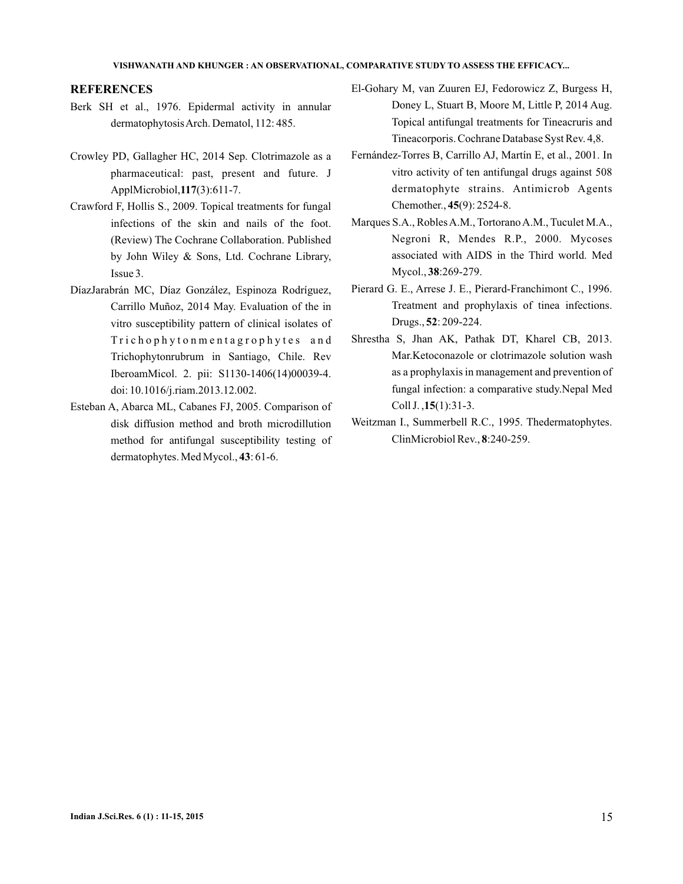## REFERENCES

Berk SH et al., 1976. Epidermal activity in annular dermatophytosis Arch. Dematol, 112: 485.

Crowley PD, Gallagher HC, 2014 Sep. Clotrimazole as a pharmaceutical: past, present and future. J ApplMicrobiol,**117**(3):611-7.

Crawford F, Hollis S., 2009. Topical treatments for fungal infections of the skin and nails of the foot. (Review) The Cochrane Collaboration. Published by John Wiley & Sons, Ltd. Cochrane Library, Issue 3.

DíazJarabrán MC, Díaz González, Espinoza Rodríguez, Carrillo Muñoz, 2014 May. Evaluation of the in vitro susceptibility pattern of clinical isolates of Trichophytonmentagrophytes and Trichophytonrubrum in Santiago, Chile. Rev IberoamMicol. 2. pii: S1130-1406(14)00039-4. doi: 10.1016/j.riam.2013.12.002.

Esteban A, Abarca ML, Cabanes FJ, 2005. Comparison of disk diffusion method and broth microdillution method for antifungal susceptibility testing of dermatophytes. Med Mycol., **43**: 61-6.

El-Gohary M, van Zuuren EJ, Fedorowicz Z, Burgess H, Doney L, Stuart B, Moore M, Little P, 2014 Aug. Topical antifungal treatments for Tineacruris and Tineacorporis. Cochrane Database Syst Rev. 4,8.

Fernández-Torres B, Carrillo AJ, Martín E, et al., 2001. In vitro activity of ten antifungal drugs against 508 dermatophyte strains. Antimicrob Agents Chemother., **45**(9): 2524-8.

Marques S.A., Robles A.M., Tortorano A.M., Tuculet M.A., Negroni R, Mendes R.P., 2000. Mycoses associated with AIDS in the Third world. Med Mycol., **38**:269-279.

Pierard G. E., Arrese J. E., Pierard-Franchimont C., 1996. Treatment and prophylaxis of tinea infections. Drugs., **52**: 209-224.

Shrestha S, Jhan AK, Pathak DT, Kharel CB, 2013. Mar.Ketoconazole or clotrimazole solution wash as a prophylaxis in management and prevention of fungal infection: a comparative study.Nepal Med Coll J. ,**15**(1):31-3.

Weitzman I., Summerbell R.C., 1995. Thedermatophytes. ClinMicrobiol Rev., **8**:240-259.